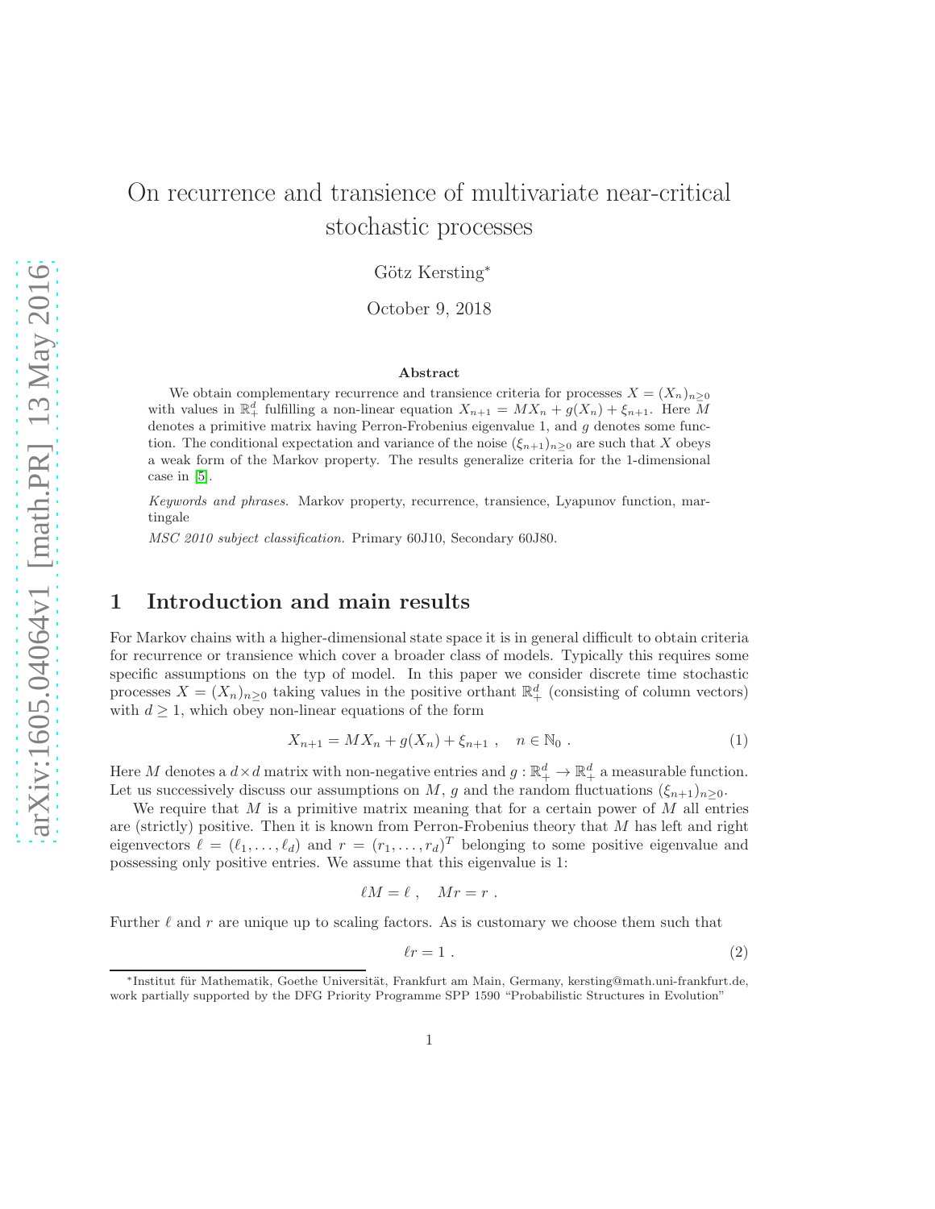# On recurrence and transience of multivariate near-critical stochastic processes

Götz Kersting*

October 9, 2018

### Abstract

We obtain complementary recurrence and transience criteria for processes $X = (X_n)_{n\geq 0}$ with values in $\mathbb{R}_+^d$ fulfilling a non-linear equation $X_{n+1} = MX_n + g(X_n) + \xi_{n+1}$. Here $M$ denotes a primitive matrix having Perron-Frobenius eigenvalue 1, and $g$ denotes some function. The conditional expectation and variance of the noise $(\xi_{n+1})_{n\geq 0}$ are such that $X$ obeys a weak form of the Markov property. The results generalize criteria for the 1-dimensional case in [5].

*Keywords and phrases.* Markov property, recurrence, transience, Lyapunov function, martingale

*MSC 2010 subject classification.* Primary 60J10, Secondary 60J80.

## 1 Introduction and main results

For Markov chains with a higher-dimensional state space it is in general difficult to obtain criteria for recurrence or transience which cover a broader class of models. Typically this requires some specific assumptions on the typ of model. In this paper we consider discrete time stochastic processes $X = (X_n)_{n\geq 0}$ taking values in the positive orthant $\mathbb{R}_+^d$ (consisting of column vectors) with $d \geq 1$, which obey non-linear equations of the form

$$X_{n+1} = MX_n + g(X_n) + \xi_{n+1} \ , \quad n \in \mathbb{N}_0 \ . \tag{1}$$

Here $M$ denotes a $d \times d$ matrix with non-negative entries and $g : \mathbb{R}_+^d \to \mathbb{R}_+^d$ a measurable function. Let us successively discuss our assumptions on $M$, $g$ and the random fluctuations $(\xi_{n+1})_{n\geq 0}$.

We require that $M$ is a primitive matrix meaning that for a certain power of $M$ all entries are (strictly) positive. Then it is known from Perron-Frobenius theory that $M$ has left and right eigenvectors $\ell = (\ell_1, \dots, \ell_d)$ and $r = (r_1, \dots, r_d)^T$ belonging to some positive eigenvalue and possessing only positive entries. We assume that this eigenvalue is 1:

$$\ell M = \ell \ , \quad Mr = r \ .$$

Further $\ell$ and $r$ are unique up to scaling factors. As is customary we choose them such that

$$\ell r = 1 \ . \tag{2}$$

*Institut für Mathematik, Goethe Universität, Frankfurt am Main, Germany, kersting@math.uni-frankfurt.de, work partially supported by the DFG Priority Programme SPP 1590 "Probabilistic Structures in Evolution"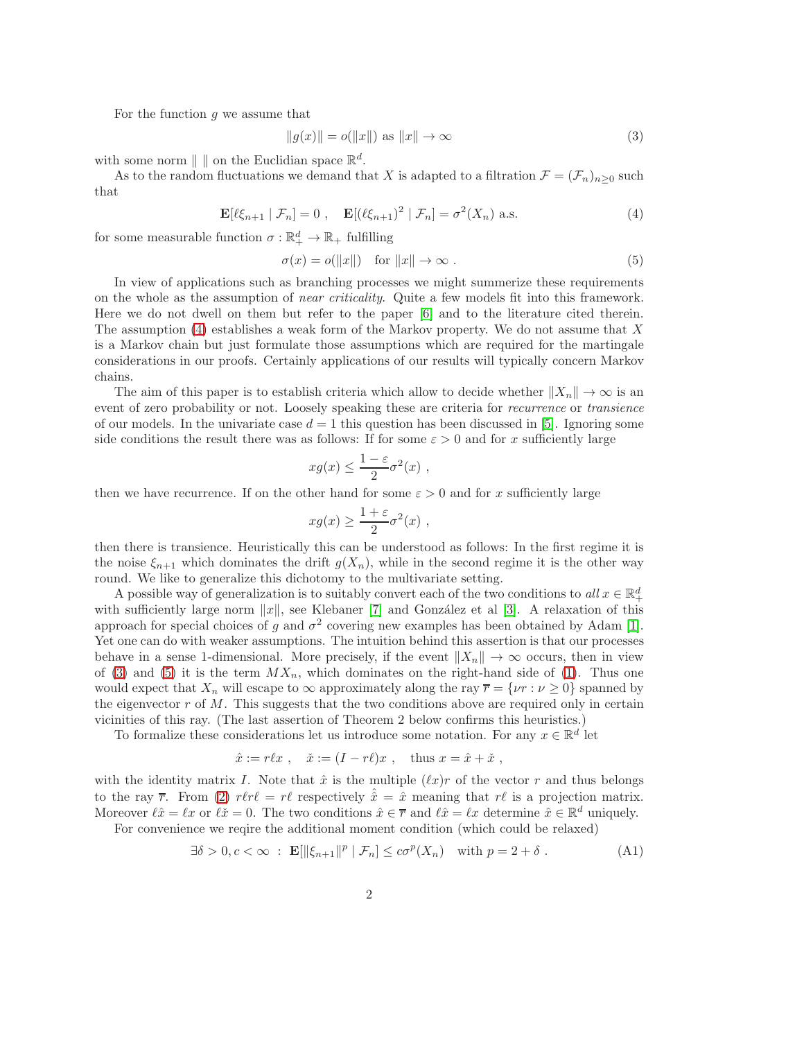For the function $g$ we assume that

$$\|g(x)\| = o(\|x\|) \text{ as } \|x\| \to \infty \tag{3}$$

with some norm $\| \ \|$ on the Euclidian space $\mathbb{R}^d$.

As to the random fluctuations we demand that $X$ is adapted to a filtration $\mathcal{F} = (\mathcal{F}_n)_{n\geq 0}$ such that

$$\mathbf{E}[\ell\xi_{n+1} \mid \mathcal{F}_n] = 0 \ , \quad \mathbf{E}[(\ell\xi_{n+1})^2 \mid \mathcal{F}_n] = \sigma^2(X_n) \text{ a.s.} \tag{4}$$

for some measurable function $\sigma : \mathbb{R}_+^d \to \mathbb{R}_+$ fulfilling

$$\sigma(x) = o(\|x\|) \quad \text{for } \|x\| \to \infty \ . \tag{5}$$

In view of applications such as branching processes we might summerize these requirements on the whole as the assumption of *near criticality*. Quite a few models fit into this framework. Here we do not dwell on them but refer to the paper [6] and to the literature cited therein. The assumption (4) establishes a weak form of the Markov property. We do not assume that $X$ is a Markov chain but just formulate those assumptions which are required for the martingale considerations in our proofs. Certainly applications of our results will typically concern Markov chains.

The aim of this paper is to establish criteria which allow to decide whether $\|X_n\| \to \infty$ is an event of zero probability or not. Loosely speaking these are criteria for *recurrence* or *transience* of our models. In the univariate case $d = 1$ this question has been discussed in [5]. Ignoring some side conditions the result there was as follows: If for some $\varepsilon > 0$ and for $x$ sufficiently large

$$xg(x) \leq \frac{1-\varepsilon}{2}\sigma^2(x) \ ,$$

then we have recurrence. If on the other hand for some $\varepsilon > 0$ and for $x$ sufficiently large

$$xg(x) \geq \frac{1+\varepsilon}{2}\sigma^2(x) \ ,$$

then there is transience. Heuristically this can be understood as follows: In the first regime it is the noise $\xi_{n+1}$ which dominates the drift $g(X_n)$, while in the second regime it is the other way round. We like to generalize this dichotomy to the multivariate setting.

A possible way of generalization is to suitably convert each of the two conditions to *all* $x \in \mathbb{R}_+^d$ with sufficiently large norm $\|x\|$, see Klebaner [7] and González et al [3]. A relaxation of this approach for special choices of $g$ and $\sigma^2$ covering new examples has been obtained by Adam [1]. Yet one can do with weaker assumptions. The intuition behind this assertion is that our processes behave in a sense 1-dimensional. More precisely, if the event $\|X_n\| \to \infty$ occurs, then in view of (3) and (5) it is the term $MX_n$, which dominates on the right-hand side of (1). Thus one would expect that $X_n$ will escape to $\infty$ approximately along the ray $\overline{r} = \{\nu r : \nu \geq 0\}$ spanned by the eigenvector $r$ of $M$. This suggests that the two conditions above are required only in certain vicinities of this ray. (The last assertion of Theorem 2 below confirms this heuristics.)

To formalize these considerations let us introduce some notation. For any $x \in \mathbb{R}^d$ let

$$\hat{x} := r\ell x \ , \quad \check{x} := (I - r\ell)x \ , \quad \text{thus } x = \hat{x} + \check{x} \ ,$$

with the identity matrix $I$. Note that $\hat{x}$ is the multiple $(\ell x)r$ of the vector $r$ and thus belongs to the ray $\overline{r}$. From (2) $r\ell r\ell = r\ell$ respectively $\hat{\hat{x}} = \hat{x}$ meaning that $r\ell$ is a projection matrix. Moreover $\ell\hat{x} = \ell x$ or $\ell\check{x} = 0$. The two conditions $\hat{x} \in \overline{r}$ and $\ell\hat{x} = \ell x$ determine $\hat{x} \in \mathbb{R}^d$ uniquely.

For convenience we reqire the additional moment condition (which could be relaxed)

$$\exists \delta > 0, c < \infty \ : \ \mathbf{E}[\|\xi_{n+1}\|^p \mid \mathcal{F}_n] \leq c\sigma^p(X_n) \quad \text{with } p = 2 + \delta \ . \tag{A1}$$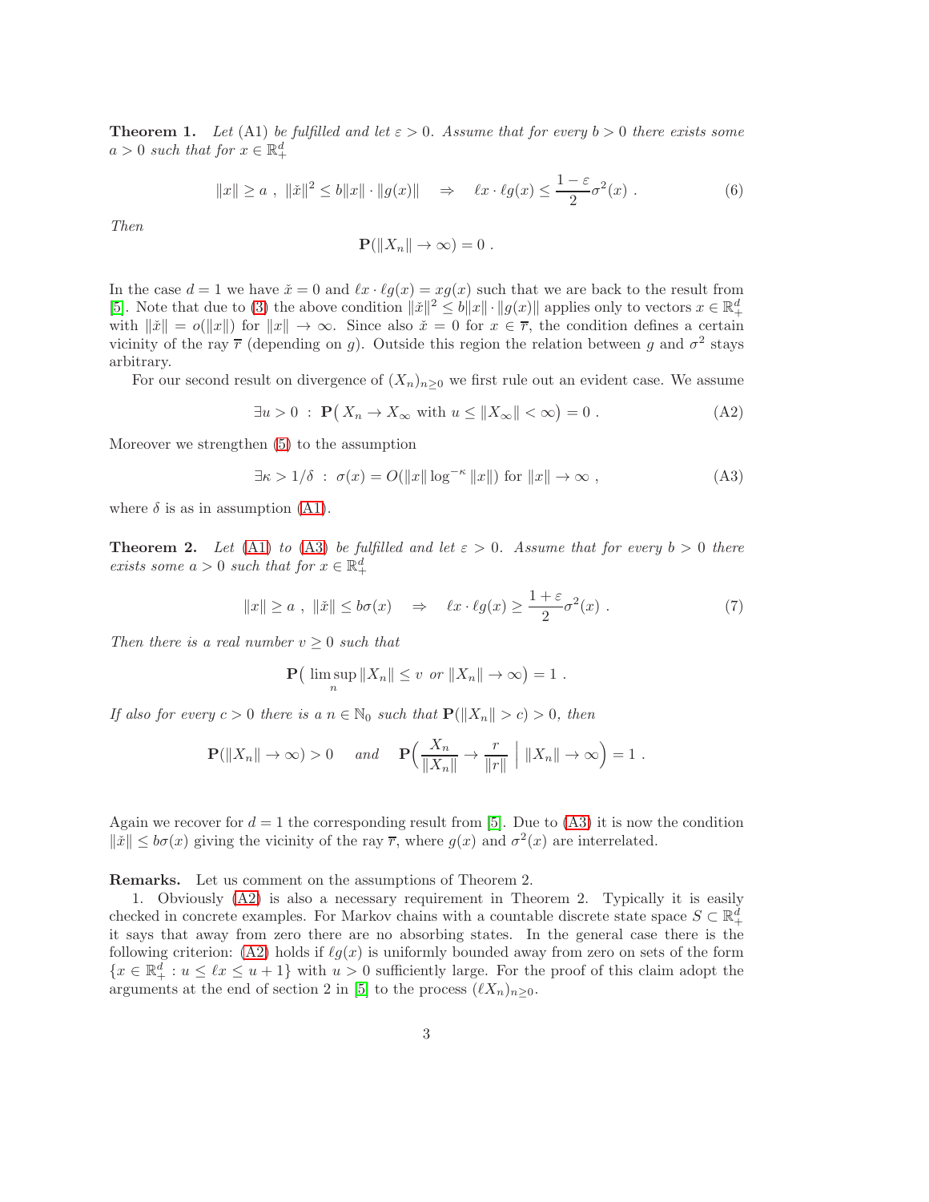**Theorem 1.** *Let (A1) be fulfilled and let $\varepsilon > 0$. Assume that for every $b > 0$ there exists some $a > 0$ such that for $x \in \mathbb{R}_+^d$*

$$\|x\| \geq a \ , \ \|\check{x}\|^2 \leq b\|x\| \cdot \|g(x)\| \quad \Rightarrow \quad \ell x \cdot \ell g(x) \leq \frac{1-\varepsilon}{2}\sigma^2(x) \ . \tag{6}$$

*Then*

$$\mathbf{P}(\|X_n\| \to \infty) = 0 \ .$$

In the case $d = 1$ we have $\check{x} = 0$ and $\ell x \cdot \ell g(x) = xg(x)$ such that we are back to the result from [5]. Note that due to (3) the above condition $\|\check{x}\|^2 \leq b\|x\| \cdot \|g(x)\|$ applies only to vectors $x \in \mathbb{R}_+^d$ with $\|\check{x}\| = o(\|x\|)$ for $\|x\| \to \infty$. Since also $\check{x} = 0$ for $x \in \overline{r}$, the condition defines a certain vicinity of the ray $\overline{r}$ (depending on $g$). Outside this region the relation between $g$ and $\sigma^2$ stays arbitrary.

For our second result on divergence of $(X_n)_{n\geq 0}$ we first rule out an evident case. We assume

$$\exists u > 0 \ : \ \mathbf{P}\big( X_n \to X_\infty \text{ with } u \leq \|X_\infty\| < \infty \big) = 0 \ . \tag{A2}$$

Moreover we strengthen (5) to the assumption

$$\exists \kappa > 1/\delta \ : \ \sigma(x) = O(\|x\| \log^{-\kappa} \|x\|) \text{ for } \|x\| \to \infty \ , \tag{A3}$$

where $\delta$ is as in assumption (A1).

**Theorem 2.** *Let (A1) to (A3) be fulfilled and let $\varepsilon > 0$. Assume that for every $b > 0$ there exists some $a > 0$ such that for $x \in \mathbb{R}_+^d$*

$$\|x\| \geq a \ , \ \|\check{x}\| \leq b\sigma(x) \quad \Rightarrow \quad \ell x \cdot \ell g(x) \geq \frac{1+\varepsilon}{2}\sigma^2(x) \ . \tag{7}$$

*Then there is a real number $v \geq 0$ such that*

$$\mathbf{P}\big( \limsup_n \|X_n\| \leq v \ \text{ or } \ \|X_n\| \to \infty \big) = 1 \ .$$

*If also for every $c > 0$ there is a $n \in \mathbb{N}_0$ such that $\mathbf{P}(\|X_n\| > c) > 0$, then*

$$\mathbf{P}(\|X_n\| \to \infty) > 0 \quad \text{ and } \quad \mathbf{P}\Big( \frac{X_n}{\|X_n\|} \to \frac{r}{\|r\|} \ \Big| \ \|X_n\| \to \infty \Big) = 1 \ .$$

Again we recover for $d = 1$ the corresponding result from [5]. Due to (A3) it is now the condition $\|\check{x}\| \leq b\sigma(x)$ giving the vicinity of the ray $\overline{r}$, where $g(x)$ and $\sigma^2(x)$ are interrelated.

**Remarks.** Let us comment on the assumptions of Theorem 2.

1. Obviously (A2) is also a necessary requirement in Theorem 2. Typically it is easily checked in concrete examples. For Markov chains with a countable discrete state space $S \subset \mathbb{R}_+^d$ it says that away from zero there are no absorbing states. In the general case there is the following criterion: (A2) holds if $\ell g(x)$ is uniformly bounded away from zero on sets of the form $\{x \in \mathbb{R}_+^d : u \leq \ell x \leq u + 1\}$ with $u > 0$ sufficiently large. For the proof of this claim adopt the arguments at the end of section 2 in [5] to the process $(\ell X_n)_{n\geq 0}$.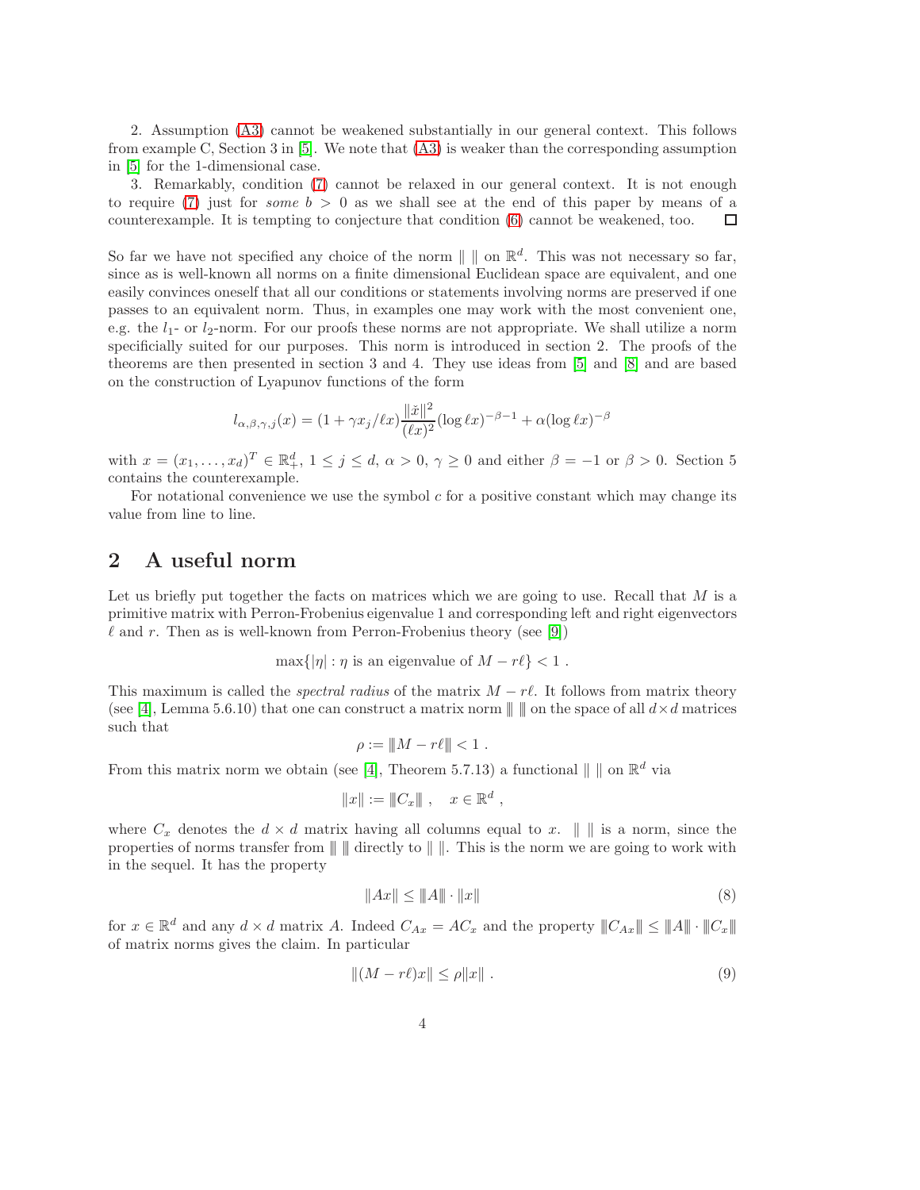2. Assumption (A3) cannot be weakened substantially in our general context. This follows from example C, Section 3 in [5]. We note that (A3) is weaker than the corresponding assumption in [5] for the 1-dimensional case.

3. Remarkably, condition (7) cannot be relaxed in our general context. It is not enough to require (7) just for *some* $b > 0$ as we shall see at the end of this paper by means of a counterexample. It is tempting to conjecture that condition (6) cannot be weakened, too. □

So far we have not specified any choice of the norm $\| \ \|$ on $\mathbb{R}^d$. This was not necessary so far, since as is well-known all norms on a finite dimensional Euclidean space are equivalent, and one easily convinces oneself that all our conditions or statements involving norms are preserved if one passes to an equivalent norm. Thus, in examples one may work with the most convenient one, e.g. the $l_1$- or $l_2$-norm. For our proofs these norms are not appropriate. We shall utilize a norm specificially suited for our purposes. This norm is introduced in section 2. The proofs of the theorems are then presented in section 3 and 4. They use ideas from [5] and [8] and are based on the construction of Lyapunov functions of the form

$$l_{\alpha,\beta,\gamma,j}(x) = (1 + \gamma x_j/\ell x)\frac{\|\check{x}\|^2}{(\ell x)^2}(\log \ell x)^{-\beta-1} + \alpha(\log \ell x)^{-\beta}$$

with $x = (x_1, \dots, x_d)^T \in \mathbb{R}_+^d$, $1 \le j \le d$, $\alpha > 0$, $\gamma \ge 0$ and either $\beta = -1$ or $\beta > 0$. Section 5 contains the counterexample.

For notational convenience we use the symbol $c$ for a positive constant which may change its value from line to line.

## 2 A useful norm

Let us briefly put together the facts on matrices which we are going to use. Recall that $M$ is a primitive matrix with Perron-Frobenius eigenvalue 1 and corresponding left and right eigenvectors $\ell$ and $r$. Then as is well-known from Perron-Frobenius theory (see [9])

$$\max\{|\eta| : \eta \text{ is an eigenvalue of } M - r\ell\} < 1 \ .$$

This maximum is called the *spectral radius* of the matrix $M - r\ell$. It follows from matrix theory (see [4], Lemma 5.6.10) that one can construct a matrix norm $\| \! | \ \| \! |$ on the space of all $d \times d$ matrices such that

$$\rho := \| \! | M - r\ell \| \! | < 1 \ .$$

From this matrix norm we obtain (see [4], Theorem 5.7.13) a functional $\| \ \|$ on $\mathbb{R}^d$ via

$$\|x\| := \| \! | C_x \| \! | \ , \quad x \in \mathbb{R}^d \ ,$$

where $C_x$ denotes the $d \times d$ matrix having all columns equal to $x$. $\| \ \|$ is a norm, since the properties of norms transfer from $\| \! | \ \| \! |$ directly to $\| \ \|$. This is the norm we are going to work with in the sequel. It has the property

$$\|Ax\| \le \| \! | A \| \! | \cdot \|x\| \tag{8}$$

for $x \in \mathbb{R}^d$ and any $d \times d$ matrix $A$. Indeed $C_{Ax} = AC_x$ and the property $\| \! | C_{Ax} \| \! | \le \| \! | A \| \! | \cdot \| \! | C_x \| \! |$ of matrix norms gives the claim. In particular

$$\|(M - r\ell)x\| \le \rho\|x\| \ . \tag{9}$$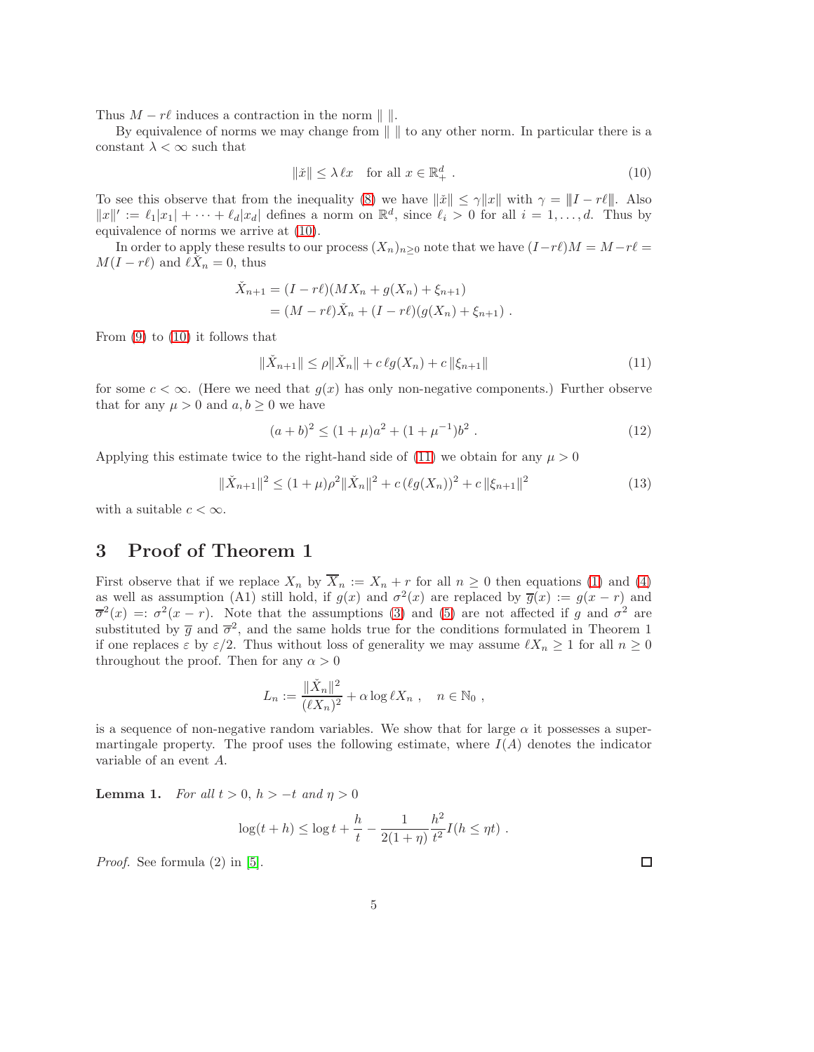Thus $M - r\ell$ induces a contraction in the norm $\|\ \|$.

By equivalence of norms we may change from $\|\ \|$ to any other norm. In particular there is a constant $\lambda < \infty$ such that

$$\|\check{x}\| \leq \lambda\, \ell x \quad \text{for all } x \in \mathbb{R}^d_+ \ . \tag{10}$$

To see this observe that from the inequality (8) we have $\|\check{x}\| \leq \gamma \|x\|$ with $\gamma = \|\!|I - r\ell|\!\|$. Also $\|x\|' := \ell_1|x_1| + \cdots + \ell_d|x_d|$ defines a norm on $\mathbb{R}^d$, since $\ell_i > 0$ for all $i = 1, \ldots, d$. Thus by equivalence of norms we arrive at (10).

In order to apply these results to our process $(X_n)_{n\geq 0}$ note that we have $(I - r\ell)M = M - r\ell = M(I - r\ell)$ and $\ell \check{X}_n = 0$, thus

$$\begin{aligned}
\check{X}_{n+1} &= (I - r\ell)(MX_n + g(X_n) + \xi_{n+1}) \\
&= (M - r\ell)\check{X}_n + (I - r\ell)(g(X_n) + \xi_{n+1}) \ .
\end{aligned}$$

From (9) to (10) it follows that

$$\|\check{X}_{n+1}\| \leq \rho \|\check{X}_n\| + c\, \ell g(X_n) + c\, \|\xi_{n+1}\| \tag{11}$$

for some $c < \infty$. (Here we need that $g(x)$ has only non-negative components.) Further observe that for any $\mu > 0$ and $a, b \geq 0$ we have

$$(a + b)^2 \leq (1 + \mu)a^2 + (1 + \mu^{-1})b^2 \ . \tag{12}$$

Applying this estimate twice to the right-hand side of (11) we obtain for any $\mu > 0$

$$\|\check{X}_{n+1}\|^2 \leq (1 + \mu)\rho^2 \|\check{X}_n\|^2 + c\,(\ell g(X_n))^2 + c\,\|\xi_{n+1}\|^2 \tag{13}$$

with a suitable $c < \infty$.

# 3 Proof of Theorem 1

First observe that if we replace $X_n$ by $\overline{X}_n := X_n + r$ for all $n \geq 0$ then equations (1) and (4) as well as assumption (A1) still hold, if $g(x)$ and $\sigma^2(x)$ are replaced by $\overline{g}(x) := g(x - r)$ and $\overline{\sigma}^2(x) =: \sigma^2(x - r)$. Note that the assumptions (3) and (5) are not affected if $g$ and $\sigma^2$ are substituted by $\overline{g}$ and $\overline{\sigma}^2$, and the same holds true for the conditions formulated in Theorem 1 if one replaces $\varepsilon$ by $\varepsilon/2$. Thus without loss of generality we may assume $\ell X_n \geq 1$ for all $n \geq 0$ throughout the proof. Then for any $\alpha > 0$

$$L_n := \frac{\|\check{X}_n\|^2}{(\ell X_n)^2} + \alpha \log \ell X_n \ , \quad n \in \mathbb{N}_0 \ ,$$

is a sequence of non-negative random variables. We show that for large $\alpha$ it possesses a supermartingale property. The proof uses the following estimate, where $I(A)$ denotes the indicator variable of an event $A$.

**Lemma 1.** *For all $t > 0$, $h > -t$ and $\eta > 0$*

$$\log(t + h) \leq \log t + \frac{h}{t} - \frac{1}{2(1 + \eta)} \frac{h^2}{t^2} I(h \leq \eta t) \ .$$

*Proof.* See formula (2) in [5]. □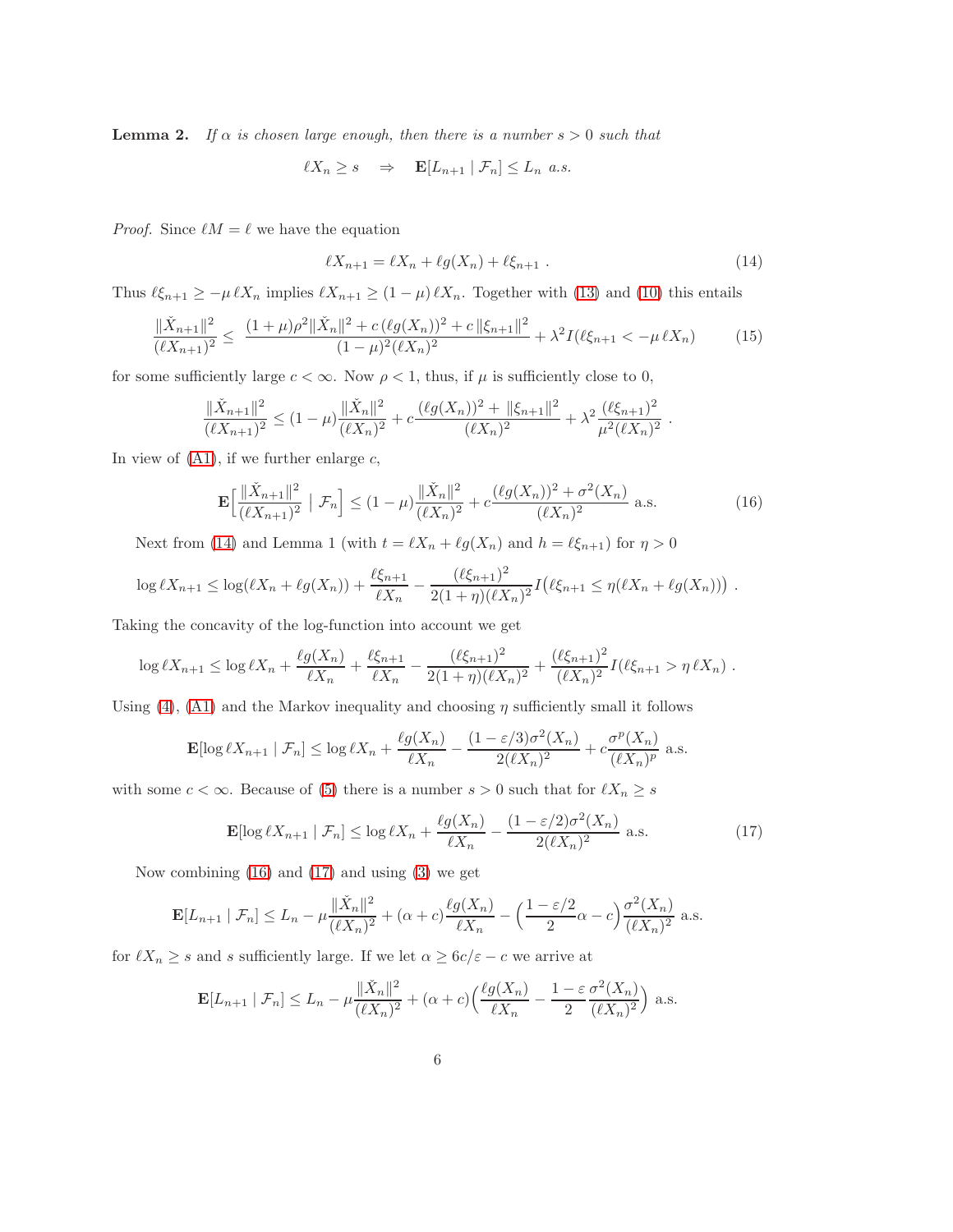**Lemma 2.** *If $\alpha$ is chosen large enough, then there is a number $s > 0$ such that*

$$\ell X_n \geq s \quad \Rightarrow \quad \mathbf{E}[L_{n+1} \mid \mathcal{F}_n] \leq L_n \text{ a.s.}$$

*Proof.* Since $\ell M = \ell$ we have the equation

$$\ell X_{n+1} = \ell X_n + \ell g(X_n) + \ell \xi_{n+1} \ . \tag{14}$$

Thus $\ell \xi_{n+1} \geq -\mu \, \ell X_n$ implies $\ell X_{n+1} \geq (1-\mu) \, \ell X_n$. Together with (13) and (10) this entails

$$\frac{\|\check{X}_{n+1}\|^2}{(\ell X_{n+1})^2} \leq \ \frac{(1+\mu)\rho^2 \|\check{X}_n\|^2 + c\,(\ell g(X_n))^2 + c\,\|\xi_{n+1}\|^2}{(1-\mu)^2 (\ell X_n)^2} + \lambda^2 I(\ell \xi_{n+1} < -\mu \, \ell X_n) \tag{15}$$

for some sufficiently large $c < \infty$. Now $\rho < 1$, thus, if $\mu$ is sufficiently close to 0,

$$\frac{\|\check{X}_{n+1}\|^2}{(\ell X_{n+1})^2} \leq (1-\mu) \frac{\|\check{X}_n\|^2}{(\ell X_n)^2} + c \frac{(\ell g(X_n))^2 + \|\xi_{n+1}\|^2}{(\ell X_n)^2} + \lambda^2 \frac{(\ell \xi_{n+1})^2}{\mu^2 (\ell X_n)^2} \ .$$

In view of (A1), if we further enlarge $c$,

$$\mathbf{E}\Big[ \frac{\|\check{X}_{n+1}\|^2}{(\ell X_{n+1})^2} \mid \mathcal{F}_n \Big] \leq (1-\mu) \frac{\|\check{X}_n\|^2}{(\ell X_n)^2} + c \frac{(\ell g(X_n))^2 + \sigma^2(X_n)}{(\ell X_n)^2} \text{ a.s.} \tag{16}$$

Next from (14) and Lemma 1 (with $t = \ell X_n + \ell g(X_n)$ and $h = \ell \xi_{n+1}$) for $\eta > 0$

$$\log \ell X_{n+1} \leq \log(\ell X_n + \ell g(X_n)) + \frac{\ell \xi_{n+1}}{\ell X_n} - \frac{(\ell \xi_{n+1})^2}{2(1+\eta)(\ell X_n)^2} I\big(\ell \xi_{n+1} \leq \eta(\ell X_n + \ell g(X_n))\big) \ .$$

Taking the concavity of the log-function into account we get

$$\log \ell X_{n+1} \leq \log \ell X_n + \frac{\ell g(X_n)}{\ell X_n} + \frac{\ell \xi_{n+1}}{\ell X_n} - \frac{(\ell \xi_{n+1})^2}{2(1+\eta)(\ell X_n)^2} + \frac{(\ell \xi_{n+1})^2}{(\ell X_n)^2} I(\ell \xi_{n+1} > \eta \, \ell X_n) \ .$$

Using (4), (A1) and the Markov inequality and choosing $\eta$ sufficiently small it follows

$$\mathbf{E}[\log \ell X_{n+1} \mid \mathcal{F}_n] \leq \log \ell X_n + \frac{\ell g(X_n)}{\ell X_n} - \frac{(1-\varepsilon/3)\sigma^2(X_n)}{2(\ell X_n)^2} + c \frac{\sigma^p(X_n)}{(\ell X_n)^p} \text{ a.s.}$$

with some $c < \infty$. Because of (5) there is a number $s > 0$ such that for $\ell X_n \geq s$

$$\mathbf{E}[\log \ell X_{n+1} \mid \mathcal{F}_n] \leq \log \ell X_n + \frac{\ell g(X_n)}{\ell X_n} - \frac{(1-\varepsilon/2)\sigma^2(X_n)}{2(\ell X_n)^2} \text{ a.s.} \tag{17}$$

Now combining (16) and (17) and using (3) we get

$$\mathbf{E}[L_{n+1} \mid \mathcal{F}_n] \leq L_n - \mu \frac{\|\check{X}_n\|^2}{(\ell X_n)^2} + (\alpha + c) \frac{\ell g(X_n)}{\ell X_n} - \Big( \frac{1-\varepsilon/2}{2} \alpha - c \Big) \frac{\sigma^2(X_n)}{(\ell X_n)^2} \text{ a.s.}$$

for $\ell X_n \geq s$ and $s$ sufficiently large. If we let $\alpha \geq 6c/\varepsilon - c$ we arrive at

$$\mathbf{E}[L_{n+1} \mid \mathcal{F}_n] \leq L_n - \mu \frac{\|\check{X}_n\|^2}{(\ell X_n)^2} + (\alpha + c) \Big( \frac{\ell g(X_n)}{\ell X_n} - \frac{1-\varepsilon}{2} \frac{\sigma^2(X_n)}{(\ell X_n)^2} \Big) \text{ a.s.}$$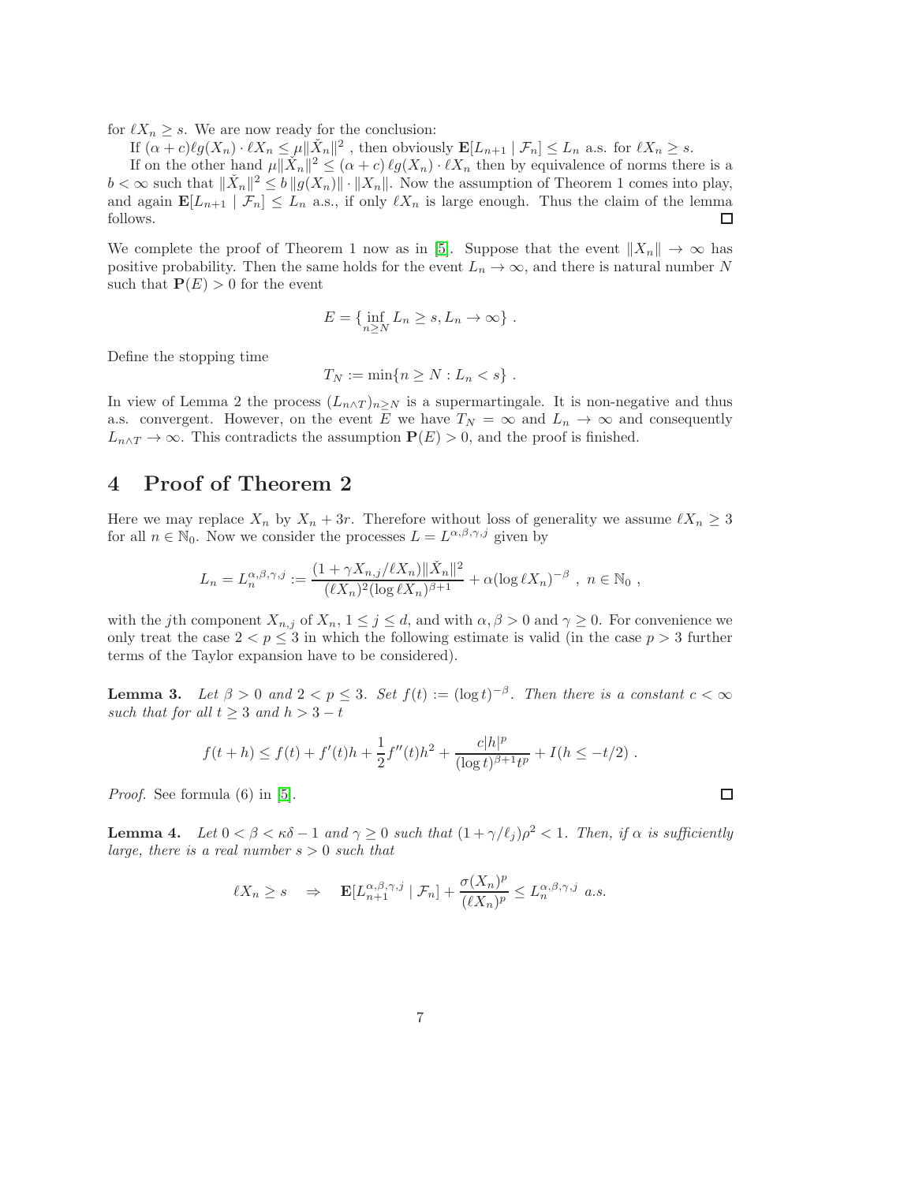for $\ell X_n \geq s$. We are now ready for the conclusion:

If $(\alpha + c)\ell g(X_n) \cdot \ell X_n \leq \mu \|\check{X}_n\|^2$ , then obviously $\mathbf{E}[L_{n+1} \mid \mathcal{F}_n] \leq L_n$ a.s. for $\ell X_n \geq s$.

If on the other hand $\mu \|\check{X}_n\|^2 \leq (\alpha + c)\,\ell g(X_n) \cdot \ell X_n$ then by equivalence of norms there is a $b < \infty$ such that $\|\check{X}_n\|^2 \leq b\,\|g(X_n)\| \cdot \|X_n\|$. Now the assumption of Theorem 1 comes into play, and again $\mathbf{E}[L_{n+1} \mid \mathcal{F}_n] \leq L_n$ a.s., if only $\ell X_n$ is large enough. Thus the claim of the lemma follows. ∎

We complete the proof of Theorem 1 now as in [5]. Suppose that the event $\|X_n\| \to \infty$ has positive probability. Then the same holds for the event $L_n \to \infty$, and there is natural number $N$ such that $\mathbf{P}(E) > 0$ for the event

$$E = \{ \inf_{n \geq N} L_n \geq s, L_n \to \infty \} \ .$$

Define the stopping time

$$T_N := \min\{n \geq N : L_n < s\} \ .$$

In view of Lemma 2 the process $(L_{n\wedge T})_{n\geq N}$ is a supermartingale. It is non-negative and thus a.s. convergent. However, on the event $E$ we have $T_N = \infty$ and $L_n \to \infty$ and consequently $L_{n\wedge T} \to \infty$. This contradicts the assumption $\mathbf{P}(E) > 0$, and the proof is finished.

## 4 Proof of Theorem 2

Here we may replace $X_n$ by $X_n + 3r$. Therefore without loss of generality we assume $\ell X_n \geq 3$ for all $n \in \mathbb{N}_0$. Now we consider the processes $L = L^{\alpha,\beta,\gamma,j}$ given by

$$L_n = L_n^{\alpha,\beta,\gamma,j} := \frac{(1 + \gamma X_{n,j}/\ell X_n)\|\check{X}_n\|^2}{(\ell X_n)^2 (\log \ell X_n)^{\beta+1}} + \alpha (\log \ell X_n)^{-\beta} \ , \ n \in \mathbb{N}_0 \ ,$$

with the $j$th component $X_{n,j}$ of $X_n$, $1 \leq j \leq d$, and with $\alpha, \beta > 0$ and $\gamma \geq 0$. For convenience we only treat the case $2 < p \leq 3$ in which the following estimate is valid (in the case $p > 3$ further terms of the Taylor expansion have to be considered).

**Lemma 3.** *Let $\beta > 0$ and $2 < p \leq 3$. Set $f(t) := (\log t)^{-\beta}$. Then there is a constant $c < \infty$ such that for all $t \geq 3$ and $h > 3 - t$*

$$f(t + h) \leq f(t) + f'(t)h + \frac{1}{2} f''(t)h^2 + \frac{c|h|^p}{(\log t)^{\beta+1} t^p} + I(h \leq -t/2) \ .$$

*Proof.* See formula (6) in [5]. ∎

**Lemma 4.** *Let $0 < \beta < \kappa\delta - 1$ and $\gamma \geq 0$ such that $(1 + \gamma/\ell_j)\rho^2 < 1$. Then, if $\alpha$ is sufficiently large, there is a real number $s > 0$ such that*

$$\ell X_n \geq s \quad \Rightarrow \quad \mathbf{E}[L_{n+1}^{\alpha,\beta,\gamma,j} \mid \mathcal{F}_n] + \frac{\sigma(X_n)^p}{(\ell X_n)^p} \leq L_n^{\alpha,\beta,\gamma,j} \ a.s.$$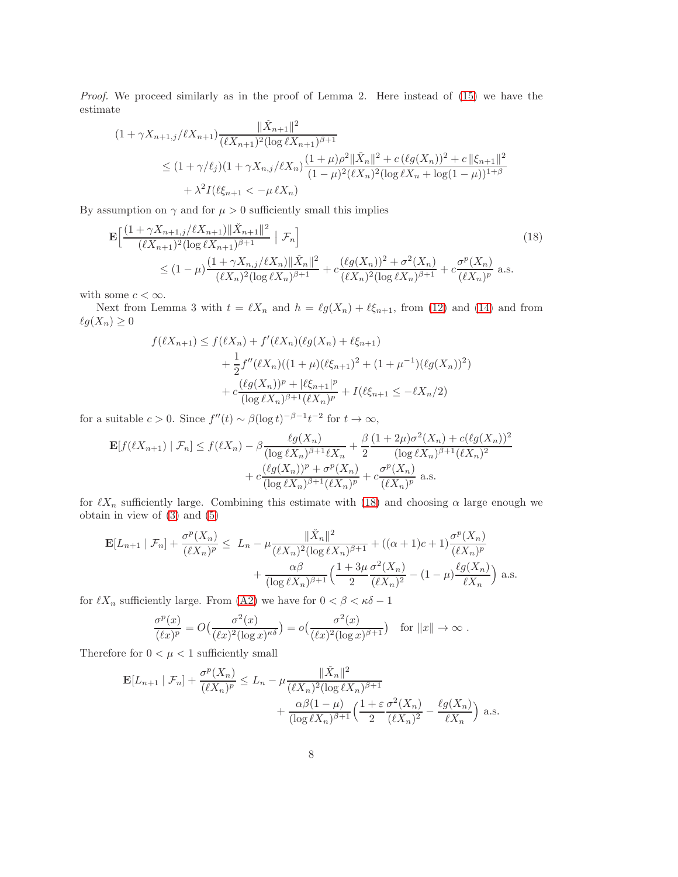*Proof.* We proceed similarly as in the proof of Lemma 2. Here instead of (15) we have the estimate

$$
\begin{aligned}
(1+\gamma X_{n+1,j}/\ell X_{n+1}) & \frac{\|\check{X}_{n+1}\|^2}{(\ell X_{n+1})^2(\log \ell X_{n+1})^{\beta+1}} \\
&\le (1+\gamma/\ell_j)(1+\gamma X_{n,j}/\ell X_n)\frac{(1+\mu)\rho^2\|\check{X}_n\|^2 + c\,(\ell g(X_n))^2 + c\,\|\xi_{n+1}\|^2}{(1-\mu)^2(\ell X_n)^2(\log \ell X_n + \log(1-\mu))^{1+\beta}} \\
&\quad + \lambda^2 I(\ell \xi_{n+1} < -\mu\,\ell X_n)
\end{aligned}
$$

By assumption on $\gamma$ and for $\mu > 0$ sufficiently small this implies

$$
\begin{aligned}
\mathbf{E}\Big[\frac{(1+\gamma X_{n+1,j}/\ell X_{n+1})\|\check{X}_{n+1}\|^2}{(\ell X_{n+1})^2(\log \ell X_{n+1})^{\beta+1}} \mid \mathcal{F}_n\Big] \qquad\qquad\qquad\qquad\qquad\qquad\qquad\qquad (18)\\
\le (1-\mu)\frac{(1+\gamma X_{n,j}/\ell X_n)\|\check{X}_n\|^2}{(\ell X_n)^2(\log \ell X_n)^{\beta+1}} + c\frac{(\ell g(X_n))^2 + \sigma^2(X_n)}{(\ell X_n)^2(\log \ell X_n)^{\beta+1}} + c\frac{\sigma^p(X_n)}{(\ell X_n)^p} \text{ a.s.}
\end{aligned}
$$

with some $c < \infty$.

Next from Lemma 3 with $t = \ell X_n$ and $h = \ell g(X_n) + \ell \xi_{n+1}$, from (12) and (14) and from $\ell g(X_n) \ge 0$

$$
\begin{aligned}
f(\ell X_{n+1}) &\le f(\ell X_n) + f'(\ell X_n)(\ell g(X_n) + \ell \xi_{n+1}) \\
&\quad + \frac{1}{2} f''(\ell X_n)((1+\mu)(\ell \xi_{n+1})^2 + (1+\mu^{-1})(\ell g(X_n))^2) \\
&\quad + c\frac{(\ell g(X_n))^p + |\ell \xi_{n+1}|^p}{(\log \ell X_n)^{\beta+1}(\ell X_n)^p} + I(\ell \xi_{n+1} \le -\ell X_n/2)
\end{aligned}
$$

for a suitable $c > 0$. Since $f''(t) \sim \beta(\log t)^{-\beta-1}t^{-2}$ for $t \to \infty$,

$$
\begin{aligned}
\mathbf{E}[f(\ell X_{n+1}) \mid \mathcal{F}_n] &\le f(\ell X_n) - \beta\frac{\ell g(X_n)}{(\log \ell X_n)^{\beta+1}\ell X_n} + \frac{\beta}{2}\frac{(1+2\mu)\sigma^2(X_n) + c(\ell g(X_n))^2}{(\log \ell X_n)^{\beta+1}(\ell X_n)^2} \\
&\quad + c\frac{(\ell g(X_n))^p + \sigma^p(X_n)}{(\log \ell X_n)^{\beta+1}(\ell X_n)^p} + c\frac{\sigma^p(X_n)}{(\ell X_n)^p} \text{ a.s.}
\end{aligned}
$$

for $\ell X_n$ sufficiently large. Combining this estimate with (18) and choosing $\alpha$ large enough we obtain in view of (3) and (5)

$$
\begin{aligned}
\mathbf{E}[L_{n+1} \mid \mathcal{F}_n] + \frac{\sigma^p(X_n)}{(\ell X_n)^p} \le\ & L_n - \mu\frac{\|\check{X}_n\|^2}{(\ell X_n)^2(\log \ell X_n)^{\beta+1}} + ((\alpha+1)c+1)\frac{\sigma^p(X_n)}{(\ell X_n)^p} \\
&+ \frac{\alpha\beta}{(\log \ell X_n)^{\beta+1}}\Big(\frac{1+3\mu}{2}\frac{\sigma^2(X_n)}{(\ell X_n)^2} - (1-\mu)\frac{\ell g(X_n)}{\ell X_n}\Big) \text{ a.s.}
\end{aligned}
$$

for $\ell X_n$ sufficiently large. From (A2) we have for $0 < \beta < \kappa\delta - 1$

$$
\frac{\sigma^p(x)}{(\ell x)^p} = O\Big(\frac{\sigma^2(x)}{(\ell x)^2(\log x)^{\kappa\delta}}\Big) = o\Big(\frac{\sigma^2(x)}{(\ell x)^2(\log x)^{\beta+1}}\Big) \quad \text{for } \|x\| \to \infty\ .
$$

Therefore for $0 < \mu < 1$ sufficiently small

$$
\begin{aligned}
\mathbf{E}[L_{n+1} \mid \mathcal{F}_n] + \frac{\sigma^p(X_n)}{(\ell X_n)^p} \le L_n &- \mu\frac{\|\check{X}_n\|^2}{(\ell X_n)^2(\log \ell X_n)^{\beta+1}} \\
&+ \frac{\alpha\beta(1-\mu)}{(\log \ell X_n)^{\beta+1}}\Big(\frac{1+\varepsilon}{2}\frac{\sigma^2(X_n)}{(\ell X_n)^2} - \frac{\ell g(X_n)}{\ell X_n}\Big) \text{ a.s.}
\end{aligned}
$$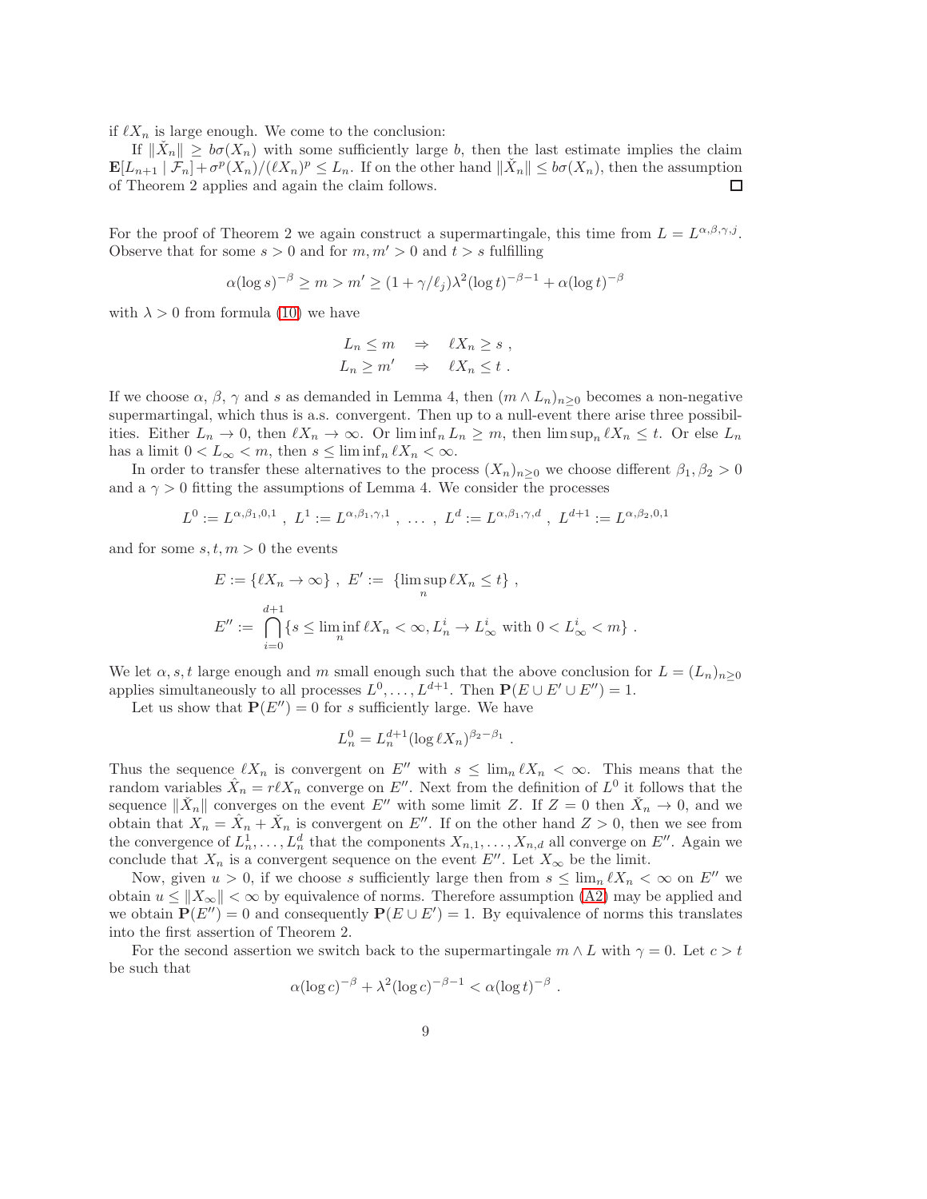if $\ell X_n$ is large enough. We come to the conclusion:

If $\|\check{X}_n\| \geq b\sigma(X_n)$ with some sufficiently large $b$, then the last estimate implies the claim $\mathbf{E}[L_{n+1} \mid \mathcal{F}_n] + \sigma^p(X_n)/(\ell X_n)^p \leq L_n$. If on the other hand $\|\check{X}_n\| \leq b\sigma(X_n)$, then the assumption of Theorem 2 applies and again the claim follows. $\square$

For the proof of Theorem 2 we again construct a supermartingale, this time from $L = L^{\alpha,\beta,\gamma,j}$. Observe that for some $s > 0$ and for $m, m' > 0$ and $t > s$ fulfilling

$$\alpha(\log s)^{-\beta} \geq m > m' \geq (1 + \gamma/\ell_j)\lambda^2(\log t)^{-\beta-1} + \alpha(\log t)^{-\beta}$$

with $\lambda > 0$ from formula (10) we have

$$L_n \leq m \quad \Rightarrow \quad \ell X_n \geq s \; ,$$
$$L_n \geq m' \quad \Rightarrow \quad \ell X_n \leq t \; .$$

If we choose $\alpha$, $\beta$, $\gamma$ and $s$ as demanded in Lemma 4, then $(m \wedge L_n)_{n\geq 0}$ becomes a non-negative supermartingal, which thus is a.s. convergent. Then up to a null-event there arise three possibilities. Either $L_n \to 0$, then $\ell X_n \to \infty$. Or $\liminf_n L_n \geq m$, then $\limsup_n \ell X_n \leq t$. Or else $L_n$ has a limit $0 < L_\infty < m$, then $s \leq \liminf_n \ell X_n < \infty$.

In order to transfer these alternatives to the process $(X_n)_{n\geq 0}$ we choose different $\beta_1, \beta_2 > 0$ and a $\gamma > 0$ fitting the assumptions of Lemma 4. We consider the processes

$$L^0 := L^{\alpha,\beta_1,0,1} \; , \; L^1 := L^{\alpha,\beta_1,\gamma,1} \; , \; \ldots \; , \; L^d := L^{\alpha,\beta_1,\gamma,d} \; , \; L^{d+1} := L^{\alpha,\beta_2,0,1}$$

and for some $s, t, m > 0$ the events

$$E := \{\ell X_n \to \infty\} \; , \; E' := \; \{\limsup_n \ell X_n \leq t\} \; ,$$
$$E'' := \bigcap_{i=0}^{d+1} \{s \leq \liminf_n \ell X_n < \infty, L_n^i \to L_\infty^i \text{ with } 0 < L_\infty^i < m\} \; .$$

We let $\alpha, s, t$ large enough and $m$ small enough such that the above conclusion for $L = (L_n)_{n\geq 0}$ applies simultaneously to all processes $L^0, \ldots, L^{d+1}$. Then $\mathbf{P}(E \cup E' \cup E'') = 1$.

Let us show that $\mathbf{P}(E'') = 0$ for $s$ sufficiently large. We have

$$L_n^0 = L_n^{d+1}(\log \ell X_n)^{\beta_2 - \beta_1} \; .$$

Thus the sequence $\ell X_n$ is convergent on $E''$ with $s \leq \lim_n \ell X_n < \infty$. This means that the random variables $\hat{X}_n = r\ell X_n$ converge on $E''$. Next from the definition of $L^0$ it follows that the sequence $\|\check{X}_n\|$ converges on the event $E''$ with some limit $Z$. If $Z = 0$ then $\check{X}_n \to 0$, and we obtain that $X_n = \hat{X}_n + \check{X}_n$ is convergent on $E''$. If on the other hand $Z > 0$, then we see from the convergence of $L_n^1, \ldots, L_n^d$ that the components $X_{n,1}, \ldots, X_{n,d}$ all converge on $E''$. Again we conclude that $X_n$ is a convergent sequence on the event $E''$. Let $X_\infty$ be the limit.

Now, given $u > 0$, if we choose $s$ sufficiently large then from $s \leq \lim_n \ell X_n < \infty$ on $E''$ we obtain $u \leq \|X_\infty\| < \infty$ by equivalence of norms. Therefore assumption (A2) may be applied and we obtain $\mathbf{P}(E'') = 0$ and consequently $\mathbf{P}(E \cup E') = 1$. By equivalence of norms this translates into the first assertion of Theorem 2.

For the second assertion we switch back to the supermartingale $m \wedge L$ with $\gamma = 0$. Let $c > t$ be such that

$$\alpha(\log c)^{-\beta} + \lambda^2(\log c)^{-\beta-1} < \alpha(\log t)^{-\beta} \; .$$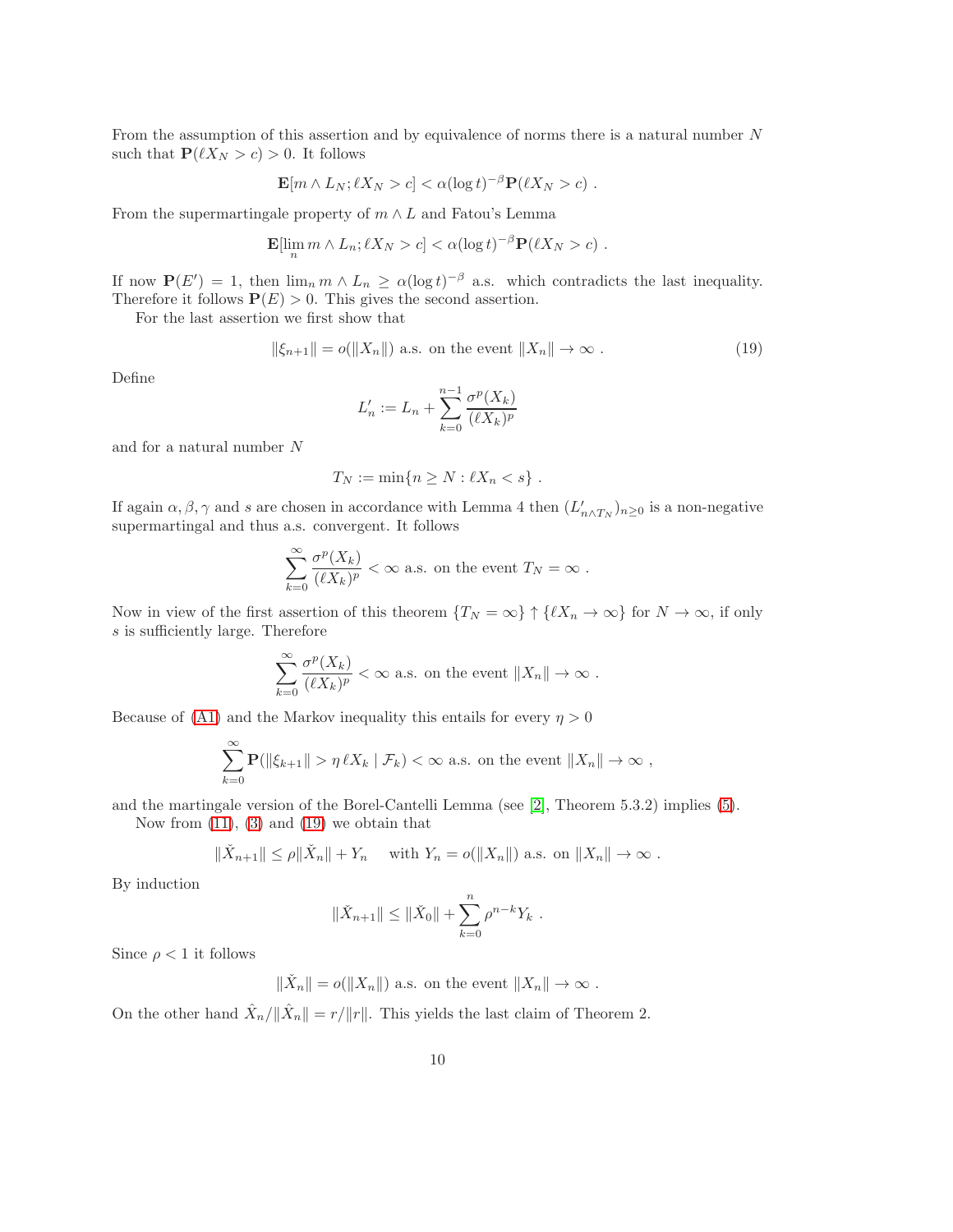From the assumption of this assertion and by equivalence of norms there is a natural number $N$ such that $\mathbf{P}(\ell X_N > c) > 0$. It follows

$$\mathbf{E}[m \wedge L_N; \ell X_N > c] < \alpha(\log t)^{-\beta}\mathbf{P}(\ell X_N > c) \ .$$

From the supermartingale property of $m \wedge L$ and Fatou's Lemma

$$\mathbf{E}[\lim_n m \wedge L_n; \ell X_N > c] < \alpha(\log t)^{-\beta}\mathbf{P}(\ell X_N > c) \ .$$

If now $\mathbf{P}(E') = 1$, then $\lim_n m \wedge L_n \geq \alpha(\log t)^{-\beta}$ a.s. which contradicts the last inequality. Therefore it follows $\mathbf{P}(E) > 0$. This gives the second assertion.

For the last assertion we first show that

$$\|\xi_{n+1}\| = o(\|X_n\|) \text{ a.s. on the event } \|X_n\| \to \infty \ . \tag{19}$$

Define

$$L'_n := L_n + \sum_{k=0}^{n-1} \frac{\sigma^p(X_k)}{(\ell X_k)^p}$$

and for a natural number $N$

$$T_N := \min\{n \geq N : \ell X_n < s\} \ .$$

If again $\alpha, \beta, \gamma$ and $s$ are chosen in accordance with Lemma 4 then $(L'_{n\wedge T_N})_{n\geq 0}$ is a non-negative supermartingal and thus a.s. convergent. It follows

$$\sum_{k=0}^{\infty} \frac{\sigma^p(X_k)}{(\ell X_k)^p} < \infty \text{ a.s. on the event } T_N = \infty \ .$$

Now in view of the first assertion of this theorem $\{T_N = \infty\} \uparrow \{\ell X_n \to \infty\}$ for $N \to \infty$, if only $s$ is sufficiently large. Therefore

$$\sum_{k=0}^{\infty} \frac{\sigma^p(X_k)}{(\ell X_k)^p} < \infty \text{ a.s. on the event } \|X_n\| \to \infty \ .$$

Because of (A1) and the Markov inequality this entails for every $\eta > 0$

$$\sum_{k=0}^{\infty} \mathbf{P}(\|\xi_{k+1}\| > \eta\, \ell X_k \mid \mathcal{F}_k) < \infty \text{ a.s. on the event } \|X_n\| \to \infty \ ,$$

and the martingale version of the Borel-Cantelli Lemma (see [2], Theorem 5.3.2) implies (5).

Now from (11), (3) and (19) we obtain that

$$\|\check{X}_{n+1}\| \leq \rho\|\check{X}_n\| + Y_n \quad \text{ with } Y_n = o(\|X_n\|) \text{ a.s. on } \|X_n\| \to \infty \ .$$

By induction

$$\|\check{X}_{n+1}\| \leq \|\check{X}_0\| + \sum_{k=0}^{n} \rho^{n-k} Y_k \ .$$

Since $\rho < 1$ it follows

$$\|\check{X}_n\| = o(\|X_n\|) \text{ a.s. on the event } \|X_n\| \to \infty \ .$$

On the other hand $\hat{X}_n/\|\hat{X}_n\| = r/\|r\|$. This yields the last claim of Theorem 2.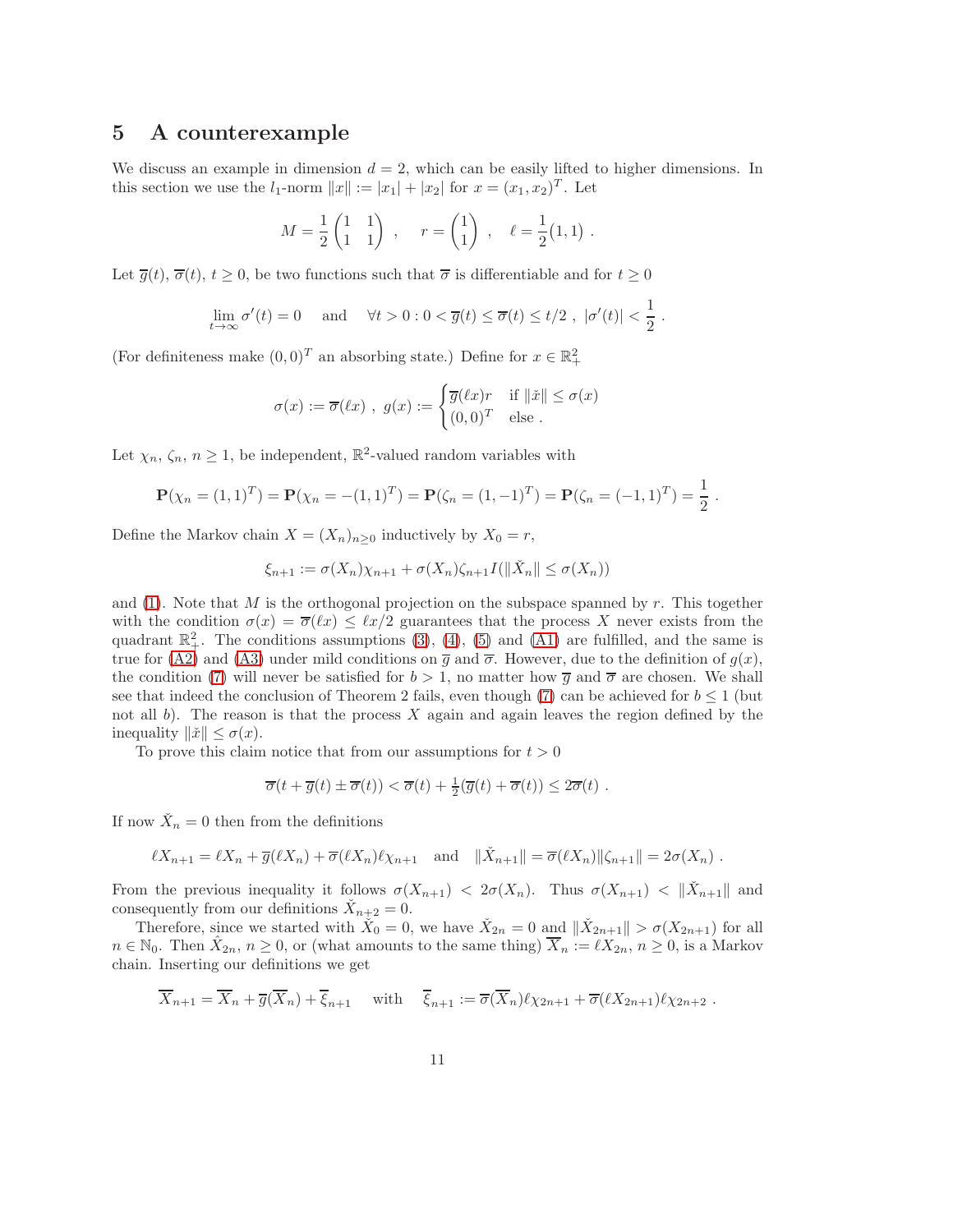## 5 A counterexample

We discuss an example in dimension $d = 2$, which can be easily lifted to higher dimensions. In this section we use the $l_1$-norm $\|x\| := |x_1| + |x_2|$ for $x = (x_1, x_2)^T$. Let

$$M = \frac{1}{2}\begin{pmatrix} 1 & 1 \\ 1 & 1 \end{pmatrix} \ , \quad r = \begin{pmatrix} 1 \\ 1 \end{pmatrix} \ , \quad \ell = \frac{1}{2}(1,1) \ .$$

Let $\overline{g}(t)$, $\overline{\sigma}(t)$, $t \geq 0$, be two functions such that $\overline{\sigma}$ is differentiable and for $t \geq 0$

$$\lim_{t\to\infty} \sigma'(t) = 0 \quad \text{and} \quad \forall t > 0 : 0 < \overline{g}(t) \leq \overline{\sigma}(t) \leq t/2 \ , \ |\sigma'(t)| < \frac{1}{2} \ .$$

(For definiteness make $(0,0)^T$ an absorbing state.) Define for $x \in \mathbb{R}^2_+$

$$\sigma(x) := \overline{\sigma}(\ell x) \ , \ g(x) := \begin{cases} \overline{g}(\ell x) r & \text{if } \|\check{x}\| \leq \sigma(x) \\ (0,0)^T & \text{else} \ . \end{cases}$$

Let $\chi_n$, $\zeta_n$, $n \geq 1$, be independent, $\mathbb{R}^2$-valued random variables with

$$\mathbf{P}(\chi_n = (1,1)^T) = \mathbf{P}(\chi_n = -(1,1)^T) = \mathbf{P}(\zeta_n = (1,-1)^T) = \mathbf{P}(\zeta_n = (-1,1)^T) = \frac{1}{2} \ .$$

Define the Markov chain $X = (X_n)_{n\geq 0}$ inductively by $X_0 = r$,

$$\xi_{n+1} := \sigma(X_n)\chi_{n+1} + \sigma(X_n)\zeta_{n+1} I(\|\check{X}_n\| \leq \sigma(X_n))$$

and (1). Note that $M$ is the orthogonal projection on the subspace spanned by $r$. This together with the condition $\sigma(x) = \overline{\sigma}(\ell x) \leq \ell x/2$ guarantees that the process $X$ never exists from the quadrant $\mathbb{R}^2_+$. The conditions assumptions (3), (4), (5) and (A1) are fulfilled, and the same is true for (A2) and (A3) under mild conditions on $\overline{g}$ and $\overline{\sigma}$. However, due to the definition of $g(x)$, the condition (7) will never be satisfied for $b > 1$, no matter how $\overline{g}$ and $\overline{\sigma}$ are chosen. We shall see that indeed the conclusion of Theorem 2 fails, even though (7) can be achieved for $b \leq 1$ (but not all $b$). The reason is that the process $X$ again and again leaves the region defined by the inequality $\|\check{x}\| \leq \sigma(x)$.

To prove this claim notice that from our assumptions for $t > 0$

$$\overline{\sigma}(t + \overline{g}(t) \pm \overline{\sigma}(t)) < \overline{\sigma}(t) + \tfrac{1}{2}(\overline{g}(t) + \overline{\sigma}(t)) \leq 2\overline{\sigma}(t) \ .$$

If now $\check{X}_n = 0$ then from the definitions

$$\ell X_{n+1} = \ell X_n + \overline{g}(\ell X_n) + \overline{\sigma}(\ell X_n)\ell\chi_{n+1} \quad \text{and} \quad \|\check{X}_{n+1}\| = \overline{\sigma}(\ell X_n)\|\zeta_{n+1}\| = 2\sigma(X_n) \ .$$

From the previous inequality it follows $\sigma(X_{n+1}) < 2\sigma(X_n)$. Thus $\sigma(X_{n+1}) < \|\check{X}_{n+1}\|$ and consequently from our definitions $\check{X}_{n+2} = 0$.

Therefore, since we started with $\check{X}_0 = 0$, we have $\check{X}_{2n} = 0$ and $\|\check{X}_{2n+1}\| > \sigma(X_{2n+1})$ for all $n \in \mathbb{N}_0$. Then $\hat{X}_{2n}$, $n \geq 0$, or (what amounts to the same thing) $\overline{X}_n := \ell X_{2n}$, $n \geq 0$, is a Markov chain. Inserting our definitions we get

$$\overline{X}_{n+1} = \overline{X}_n + \overline{g}(\overline{X}_n) + \overline{\xi}_{n+1} \quad \text{with} \quad \overline{\xi}_{n+1} := \overline{\sigma}(\overline{X}_n)\ell\chi_{2n+1} + \overline{\sigma}(\ell X_{2n+1})\ell\chi_{2n+2} \ .$$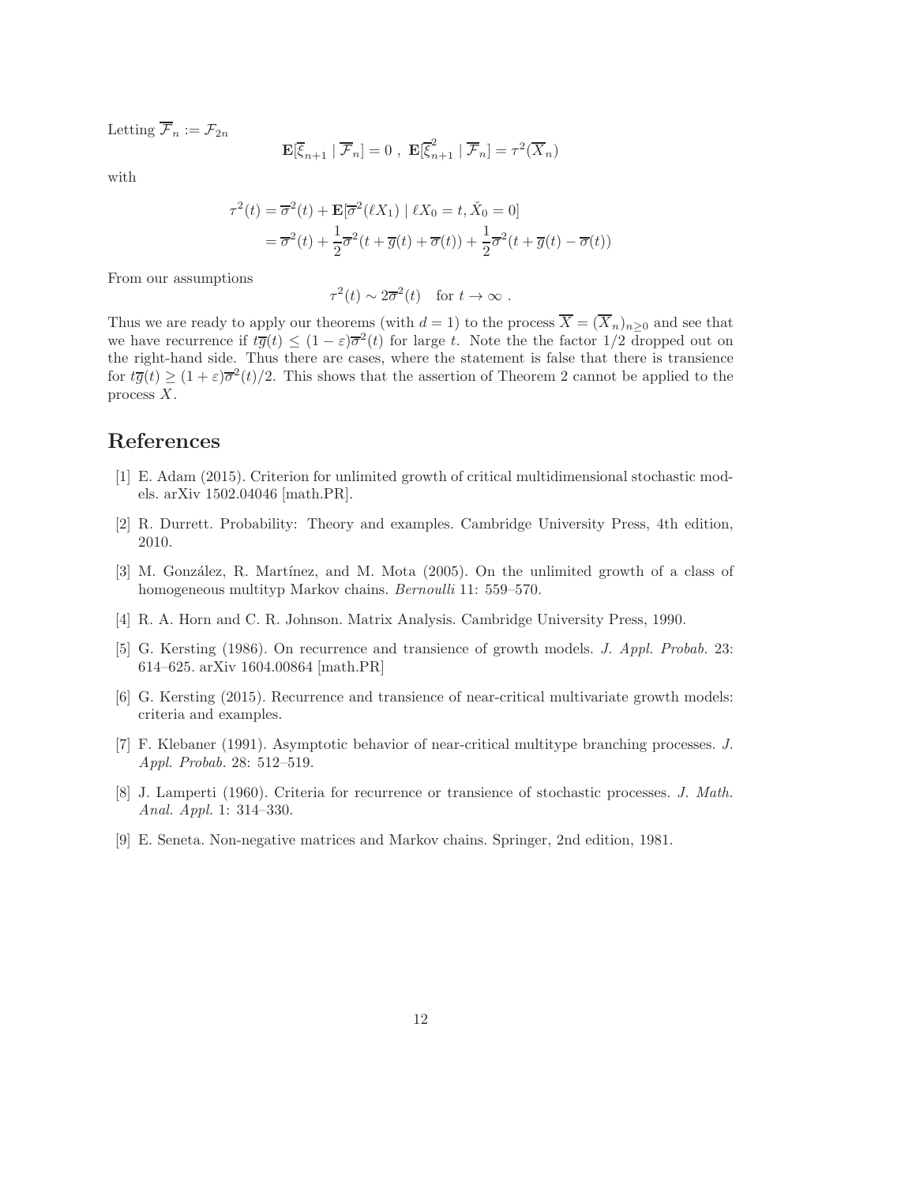Letting $\overline{\mathcal{F}}_n := \mathcal{F}_{2n}$

$$\mathbf{E}[\overline{\xi}_{n+1} \mid \overline{\mathcal{F}}_n] = 0 \ , \ \mathbf{E}[\overline{\xi}^2_{n+1} \mid \overline{\mathcal{F}}_n] = \tau^2(\overline{X}_n)$$

with

$$\begin{aligned}
\tau^2(t) &= \overline{\sigma}^2(t) + \mathbf{E}[\overline{\sigma}^2(\ell X_1) \mid \ell X_0 = t, \check{X}_0 = 0] \\
&= \overline{\sigma}^2(t) + \frac{1}{2}\overline{\sigma}^2(t + \overline{g}(t) + \overline{\sigma}(t)) + \frac{1}{2}\overline{\sigma}^2(t + \overline{g}(t) - \overline{\sigma}(t))
\end{aligned}$$

From our assumptions

$$\tau^2(t) \sim 2\overline{\sigma}^2(t) \quad \text{for } t \to \infty \ .$$

Thus we are ready to apply our theorems (with $d = 1$) to the process $\overline{X} = (\overline{X}_n)_{n \geq 0}$ and see that we have recurrence if $t\overline{g}(t) \leq (1 - \varepsilon)\overline{\sigma}^2(t)$ for large $t$. Note the the factor 1/2 dropped out on the right-hand side. Thus there are cases, where the statement is false that there is transience for $t\overline{g}(t) \geq (1 + \varepsilon)\overline{\sigma}^2(t)/2$. This shows that the assertion of Theorem 2 cannot be applied to the process $X$.

# References

[1] E. Adam (2015). Criterion for unlimited growth of critical multidimensional stochastic models. arXiv 1502.04046 [math.PR].

[2] R. Durrett. Probability: Theory and examples. Cambridge University Press, 4th edition, 2010.

[3] M. González, R. Martínez, and M. Mota (2005). On the unlimited growth of a class of homogeneous multityp Markov chains. *Bernoulli* 11: 559–570.

[4] R. A. Horn and C. R. Johnson. Matrix Analysis. Cambridge University Press, 1990.

[5] G. Kersting (1986). On recurrence and transience of growth models. *J. Appl. Probab.* 23: 614–625. arXiv 1604.00864 [math.PR]

[6] G. Kersting (2015). Recurrence and transience of near-critical multivariate growth models: criteria and examples.

[7] F. Klebaner (1991). Asymptotic behavior of near-critical multitype branching processes. *J. Appl. Probab.* 28: 512–519.

[8] J. Lamperti (1960). Criteria for recurrence or transience of stochastic processes. *J. Math. Anal. Appl.* 1: 314–330.

[9] E. Seneta. Non-negative matrices and Markov chains. Springer, 2nd edition, 1981.